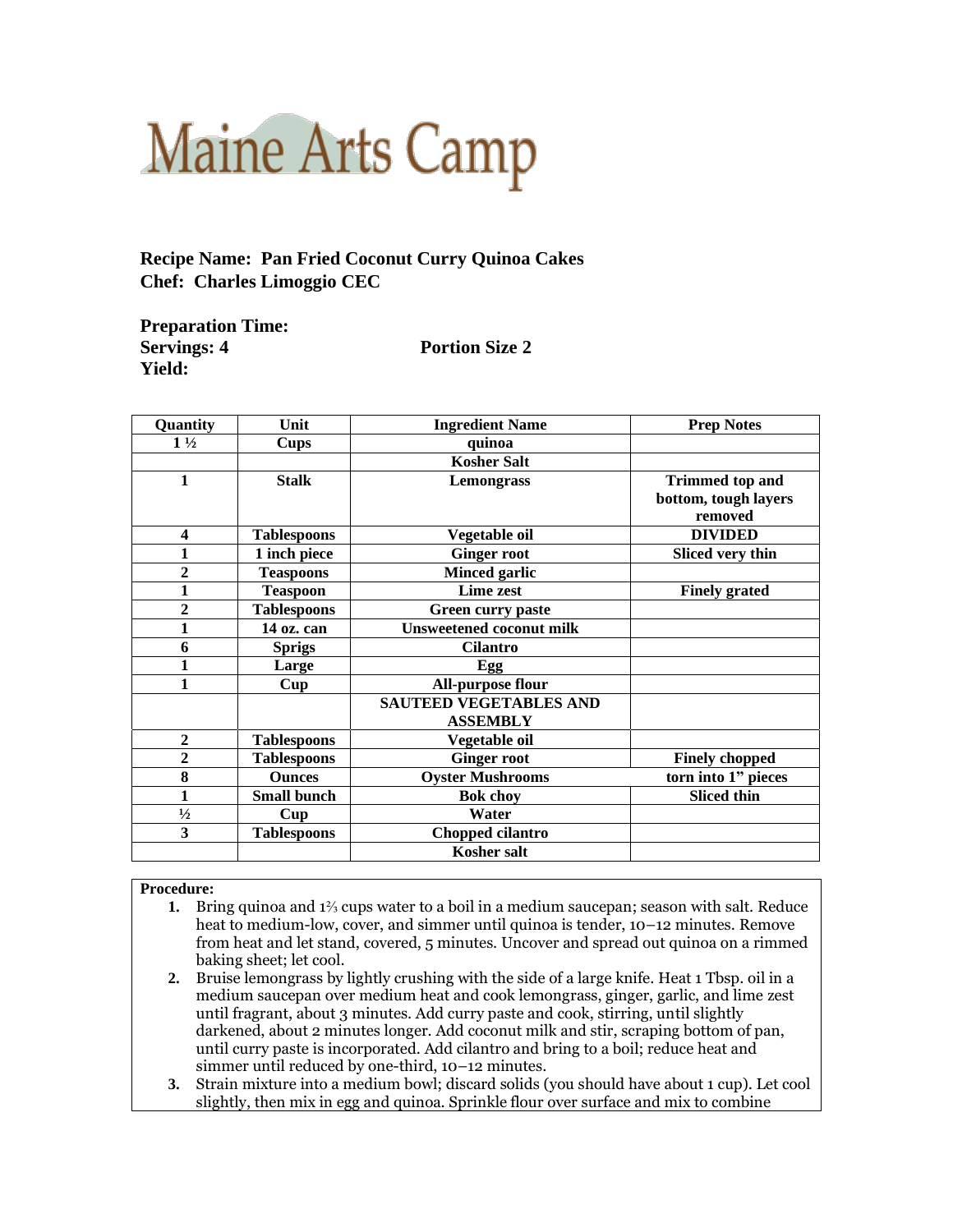# Maine Arts Camp

**Recipe Name: Pan Fried Coconut Curry Quinoa Cakes**
**Chef: Charles Limoggio CEC**

**Preparation Time:**
**Servings: 4** **Portion Size 2**
**Yield:**

| Quantity | Unit | Ingredient Name | Prep Notes |
|---|---|---|---|
| 1 ½ | Cups | quinoa | |
| | | Kosher Salt | |
| 1 | Stalk | Lemongrass | Trimmed top and bottom, tough layers removed |
| 4 | Tablespoons | Vegetable oil | DIVIDED |
| 1 | 1 inch piece | Ginger root | Sliced very thin |
| 2 | Teaspoons | Minced garlic | |
| 1 | Teaspoon | Lime zest | Finely grated |
| 2 | Tablespoons | Green curry paste | |
| 1 | 14 oz. can | Unsweetened coconut milk | |
| 6 | Sprigs | Cilantro | |
| 1 | Large | Egg | |
| 1 | Cup | All-purpose flour | |
| | | SAUTEED VEGETABLES AND ASSEMBLY | |
| 2 | Tablespoons | Vegetable oil | |
| 2 | Tablespoons | Ginger root | Finely chopped |
| 8 | Ounces | Oyster Mushrooms | torn into 1" pieces |
| 1 | Small bunch | Bok choy | Sliced thin |
| ½ | Cup | Water | |
| 3 | Tablespoons | Chopped cilantro | |
| | | Kosher salt | |

**Procedure:**

1. Bring quinoa and 1⅔ cups water to a boil in a medium saucepan; season with salt. Reduce heat to medium-low, cover, and simmer until quinoa is tender, 10–12 minutes. Remove from heat and let stand, covered, 5 minutes. Uncover and spread out quinoa on a rimmed baking sheet; let cool.
2. Bruise lemongrass by lightly crushing with the side of a large knife. Heat 1 Tbsp. oil in a medium saucepan over medium heat and cook lemongrass, ginger, garlic, and lime zest until fragrant, about 3 minutes. Add curry paste and cook, stirring, until slightly darkened, about 2 minutes longer. Add coconut milk and stir, scraping bottom of pan, until curry paste is incorporated. Add cilantro and bring to a boil; reduce heat and simmer until reduced by one-third, 10–12 minutes.
3. Strain mixture into a medium bowl; discard solids (you should have about 1 cup). Let cool slightly, then mix in egg and quinoa. Sprinkle flour over surface and mix to combine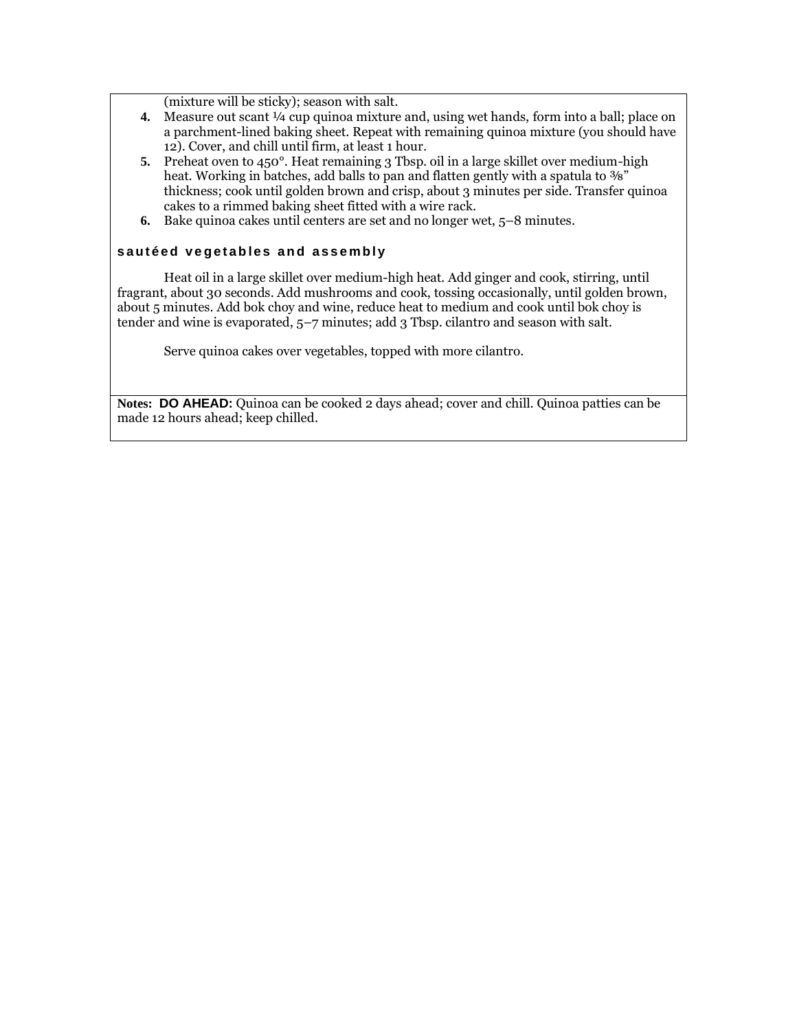(mixture will be sticky); season with salt.

4. Measure out scant ¼ cup quinoa mixture and, using wet hands, form into a ball; place on a parchment-lined baking sheet. Repeat with remaining quinoa mixture (you should have 12). Cover, and chill until firm, at least 1 hour.
5. Preheat oven to 450°. Heat remaining 3 Tbsp. oil in a large skillet over medium-high heat. Working in batches, add balls to pan and flatten gently with a spatula to ⅜" thickness; cook until golden brown and crisp, about 3 minutes per side. Transfer quinoa cakes to a rimmed baking sheet fitted with a wire rack.
6. Bake quinoa cakes until centers are set and no longer wet, 5–8 minutes.

**sautéed vegetables and assembly**

Heat oil in a large skillet over medium-high heat. Add ginger and cook, stirring, until fragrant, about 30 seconds. Add mushrooms and cook, tossing occasionally, until golden brown, about 5 minutes. Add bok choy and wine, reduce heat to medium and cook until bok choy is tender and wine is evaporated, 5–7 minutes; add 3 Tbsp. cilantro and season with salt.

Serve quinoa cakes over vegetables, topped with more cilantro.

**Notes:** **DO AHEAD:** Quinoa can be cooked 2 days ahead; cover and chill. Quinoa patties can be made 12 hours ahead; keep chilled.